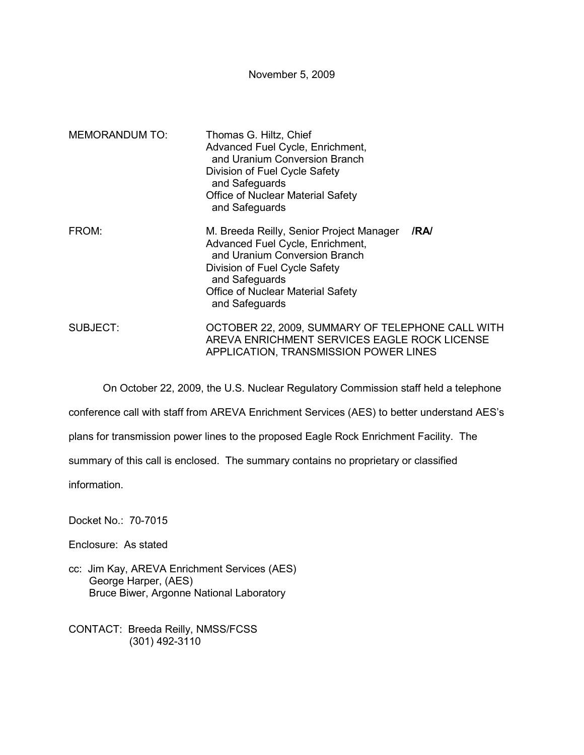November 5, 2009

MEMORANDUM TO: Thomas G. Hiltz, Chief
Advanced Fuel Cycle, Enrichment,
and Uranium Conversion Branch
Division of Fuel Cycle Safety
and Safeguards
Office of Nuclear Material Safety
and Safeguards

FROM: M. Breeda Reilly, Senior Project Manager **/RA/**
Advanced Fuel Cycle, Enrichment,
and Uranium Conversion Branch
Division of Fuel Cycle Safety
and Safeguards
Office of Nuclear Material Safety
and Safeguards

SUBJECT: OCTOBER 22, 2009, SUMMARY OF TELEPHONE CALL WITH AREVA ENRICHMENT SERVICES EAGLE ROCK LICENSE APPLICATION, TRANSMISSION POWER LINES

On October 22, 2009, the U.S. Nuclear Regulatory Commission staff held a telephone conference call with staff from AREVA Enrichment Services (AES) to better understand AES's plans for transmission power lines to the proposed Eagle Rock Enrichment Facility. The summary of this call is enclosed. The summary contains no proprietary or classified information.

Docket No.: 70-7015

Enclosure: As stated

cc: Jim Kay, AREVA Enrichment Services (AES)
George Harper, (AES)
Bruce Biwer, Argonne National Laboratory

CONTACT: Breeda Reilly, NMSS/FCSS
(301) 492-3110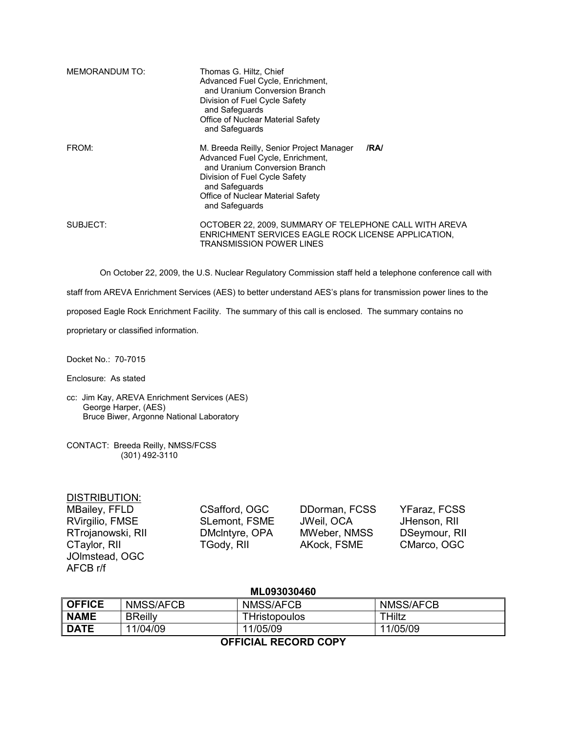MEMORANDUM TO: Thomas G. Hiltz, Chief
Advanced Fuel Cycle, Enrichment,
and Uranium Conversion Branch
Division of Fuel Cycle Safety
and Safeguards
Office of Nuclear Material Safety
and Safeguards

FROM: M. Breeda Reilly, Senior Project Manager /RA/
Advanced Fuel Cycle, Enrichment,
and Uranium Conversion Branch
Division of Fuel Cycle Safety
and Safeguards
Office of Nuclear Material Safety
and Safeguards

SUBJECT: OCTOBER 22, 2009, SUMMARY OF TELEPHONE CALL WITH AREVA ENRICHMENT SERVICES EAGLE ROCK LICENSE APPLICATION, TRANSMISSION POWER LINES

On October 22, 2009, the U.S. Nuclear Regulatory Commission staff held a telephone conference call with staff from AREVA Enrichment Services (AES) to better understand AES's plans for transmission power lines to the proposed Eagle Rock Enrichment Facility. The summary of this call is enclosed. The summary contains no proprietary or classified information.

Docket No.: 70-7015

Enclosure: As stated

cc: Jim Kay, AREVA Enrichment Services (AES)
George Harper, (AES)
Bruce Biwer, Argonne National Laboratory

CONTACT: Breeda Reilly, NMSS/FCSS
(301) 492-3110

DISTRIBUTION:

| | | | |
|---|---|---|---|
| MBailey, FFLD | CSafford, OGC | DDorman, FCSS | YFaraz, FCSS |
| RVirgilio, FMSE | SLemont, FSME | JWeil, OCA | JHenson, RII |
| RTrojanowski, RII | DMcIntyre, OPA | MWeber, NMSS | DSeymour, RII |
| CTaylor, RII | TGody, RII | AKock, FSME | CMarco, OGC |
| JOlmstead, OGC | | | |
| AFCB r/f | | | |

**ML093030460**

| **OFFICE** | NMSS/AFCB | NMSS/AFCB | NMSS/AFCB |
|---|---|---|---|
| **NAME** | BReilly | THristopoulos | THiltz |
| **DATE** | 11/04/09 | 11/05/09 | 11/05/09 |

**OFFICIAL RECORD COPY**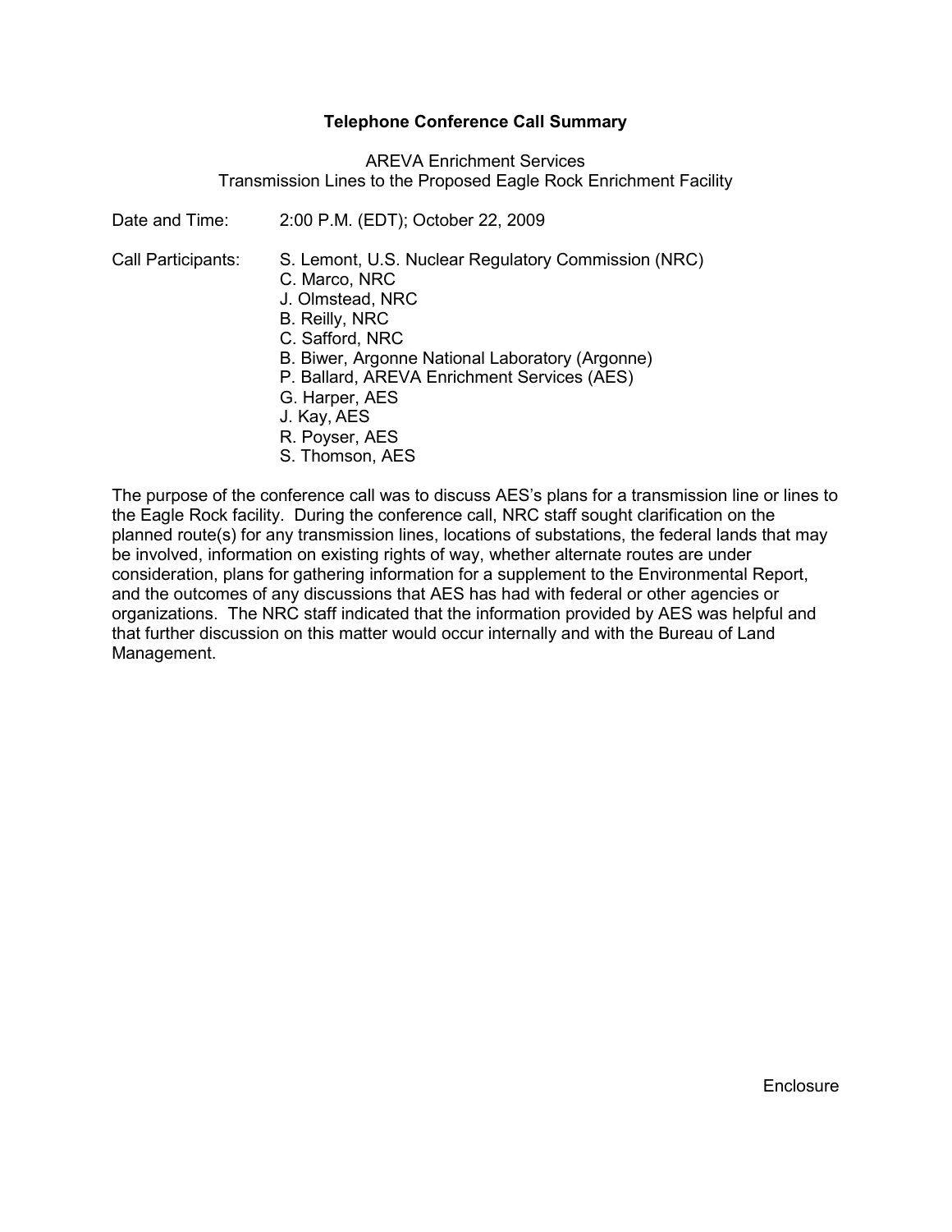# Telephone Conference Call Summary

AREVA Enrichment Services
Transmission Lines to the Proposed Eagle Rock Enrichment Facility

Date and Time: 2:00 P.M. (EDT); October 22, 2009

Call Participants:
S. Lemont, U.S. Nuclear Regulatory Commission (NRC)
C. Marco, NRC
J. Olmstead, NRC
B. Reilly, NRC
C. Safford, NRC
B. Biwer, Argonne National Laboratory (Argonne)
P. Ballard, AREVA Enrichment Services (AES)
G. Harper, AES
J. Kay, AES
R. Poyser, AES
S. Thomson, AES

The purpose of the conference call was to discuss AES's plans for a transmission line or lines to the Eagle Rock facility. During the conference call, NRC staff sought clarification on the planned route(s) for any transmission lines, locations of substations, the federal lands that may be involved, information on existing rights of way, whether alternate routes are under consideration, plans for gathering information for a supplement to the Environmental Report, and the outcomes of any discussions that AES has had with federal or other agencies or organizations. The NRC staff indicated that the information provided by AES was helpful and that further discussion on this matter would occur internally and with the Bureau of Land Management.

Enclosure